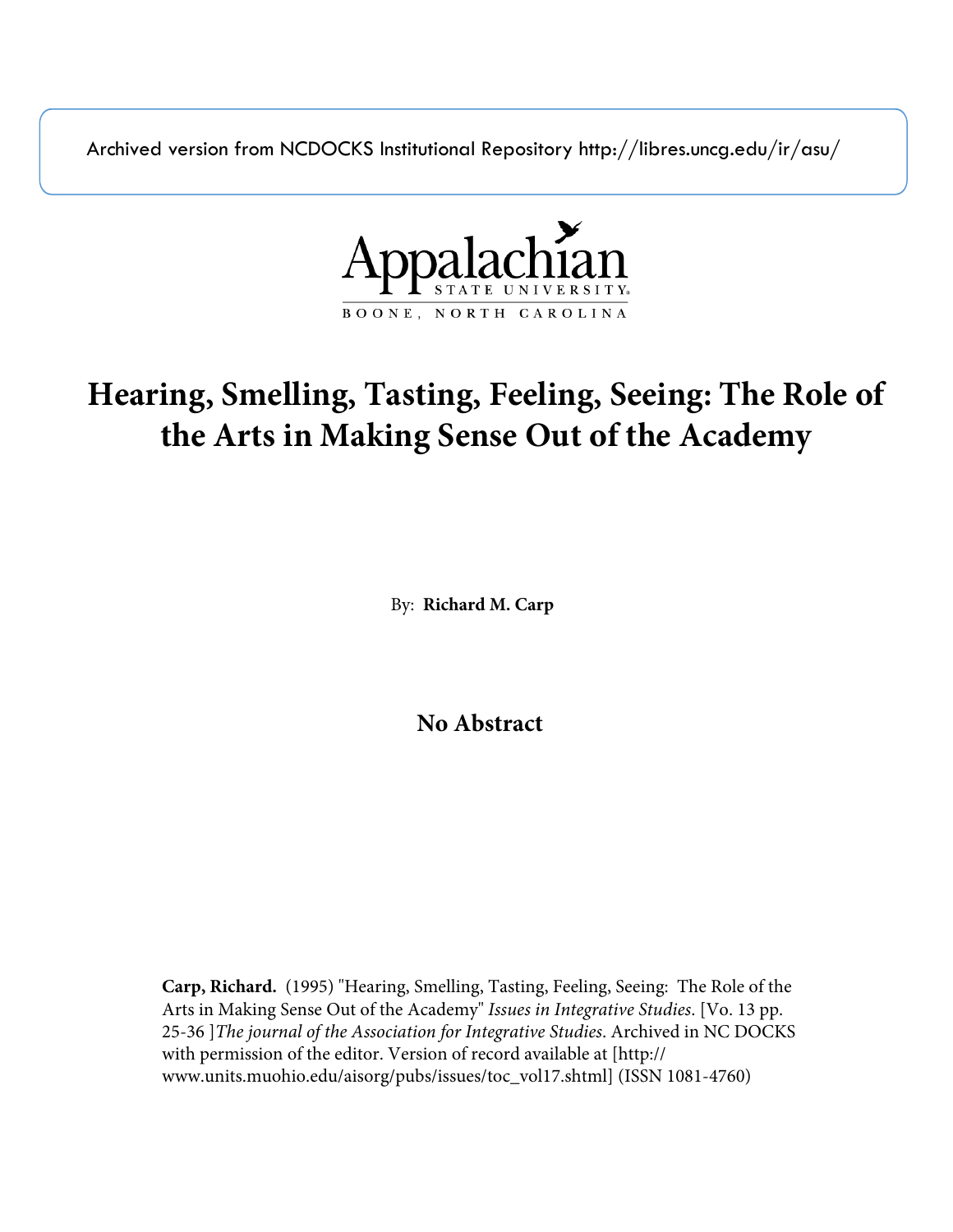Archived version from NCDOCKS Institutional Repository http://libres.uncg.edu/ir/asu/

Appalachian State University
BOONE, NORTH CAROLINA

# Hearing, Smelling, Tasting, Feeling, Seeing: The Role of the Arts in Making Sense Out of the Academy

By: **Richard M. Carp**

## No Abstract

**Carp, Richard.** (1995) "Hearing, Smelling, Tasting, Feeling, Seeing: The Role of the Arts in Making Sense Out of the Academy" *Issues in Integrative Studies*. [Vo. 13 pp. 25-36 ]*The journal of the Association for Integrative Studies*. Archived in NC DOCKS with permission of the editor. Version of record available at [http://www.units.muohio.edu/aisorg/pubs/issues/toc_vol17.shtml] (ISSN 1081-4760)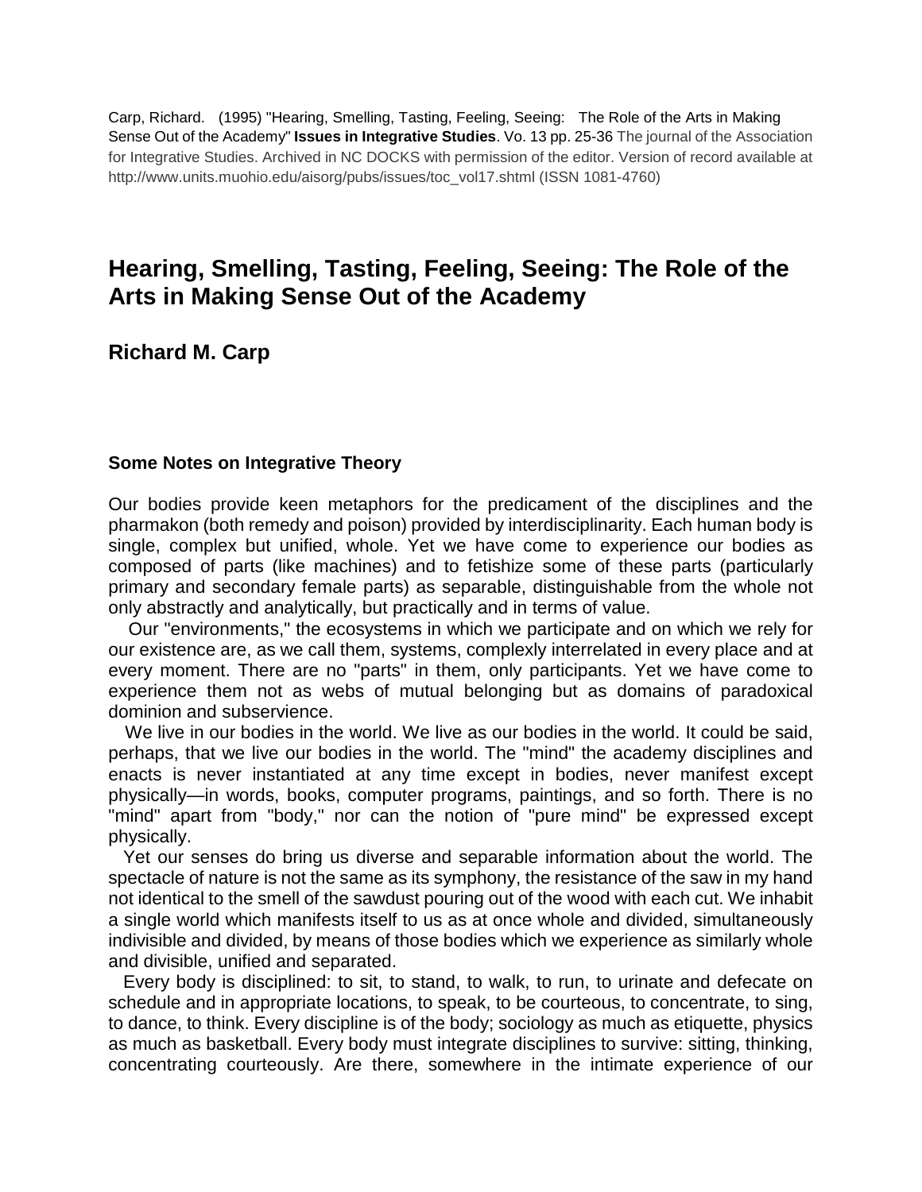Carp, Richard. (1995) "Hearing, Smelling, Tasting, Feeling, Seeing: The Role of the Arts in Making Sense Out of the Academy" **Issues in Integrative Studies**. Vo. 13 pp. 25-36 The journal of the Association for Integrative Studies. Archived in NC DOCKS with permission of the editor. Version of record available at http://www.units.muohio.edu/aisorg/pubs/issues/toc_vol17.shtml (ISSN 1081-4760)

# Hearing, Smelling, Tasting, Feeling, Seeing: The Role of the Arts in Making Sense Out of the Academy

## Richard M. Carp

### Some Notes on Integrative Theory

Our bodies provide keen metaphors for the predicament of the disciplines and the pharmakon (both remedy and poison) provided by interdisciplinarity. Each human body is single, complex but unified, whole. Yet we have come to experience our bodies as composed of parts (like machines) and to fetishize some of these parts (particularly primary and secondary female parts) as separable, distinguishable from the whole not only abstractly and analytically, but practically and in terms of value.

Our "environments," the ecosystems in which we participate and on which we rely for our existence are, as we call them, systems, complexly interrelated in every place and at every moment. There are no "parts" in them, only participants. Yet we have come to experience them not as webs of mutual belonging but as domains of paradoxical dominion and subservience.

We live in our bodies in the world. We live as our bodies in the world. It could be said, perhaps, that we live our bodies in the world. The "mind" the academy disciplines and enacts is never instantiated at any time except in bodies, never manifest except physically—in words, books, computer programs, paintings, and so forth. There is no "mind" apart from "body," nor can the notion of "pure mind" be expressed except physically.

Yet our senses do bring us diverse and separable information about the world. The spectacle of nature is not the same as its symphony, the resistance of the saw in my hand not identical to the smell of the sawdust pouring out of the wood with each cut. We inhabit a single world which manifests itself to us as at once whole and divided, simultaneously indivisible and divided, by means of those bodies which we experience as similarly whole and divisible, unified and separated.

Every body is disciplined: to sit, to stand, to walk, to run, to urinate and defecate on schedule and in appropriate locations, to speak, to be courteous, to concentrate, to sing, to dance, to think. Every discipline is of the body; sociology as much as etiquette, physics as much as basketball. Every body must integrate disciplines to survive: sitting, thinking, concentrating courteously. Are there, somewhere in the intimate experience of our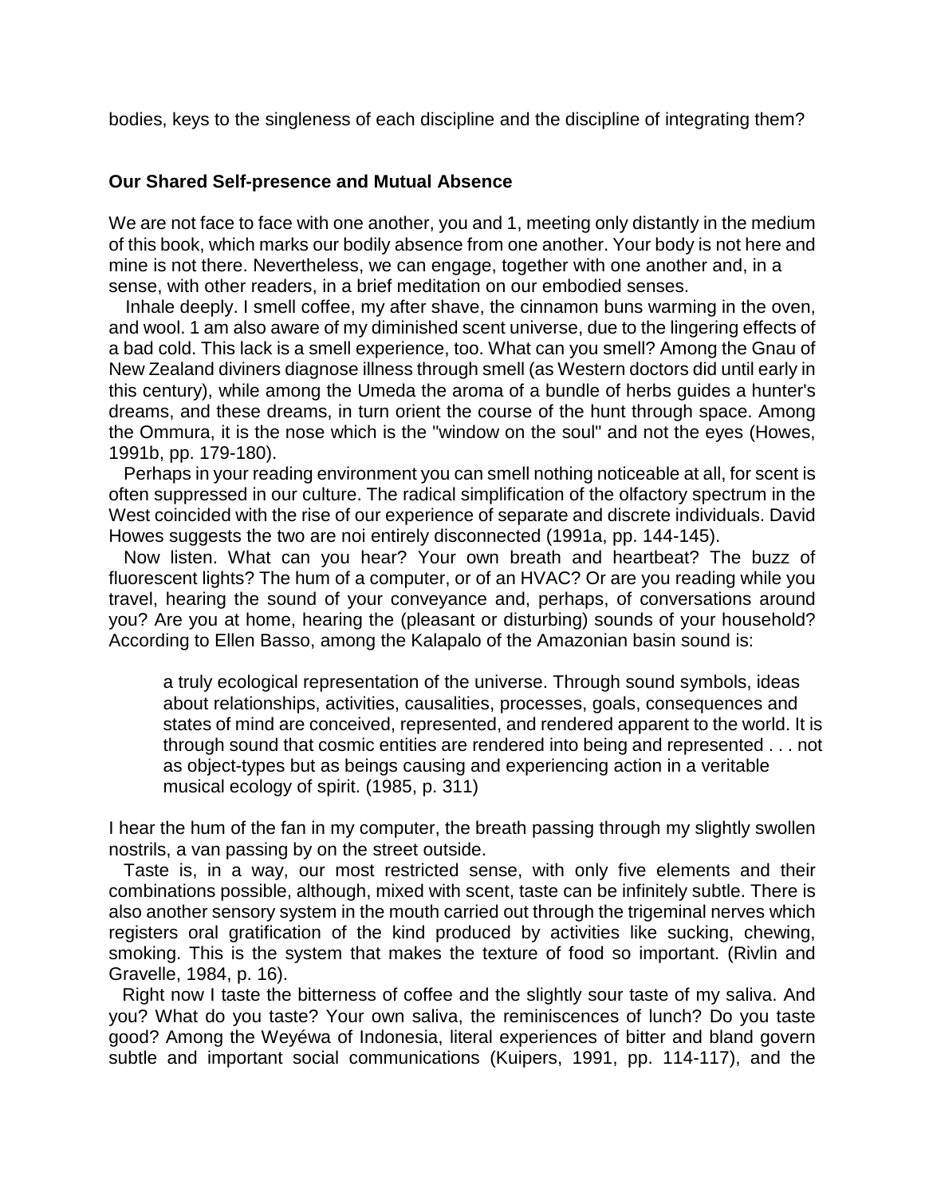bodies, keys to the singleness of each discipline and the discipline of integrating them?

### Our Shared Self-presence and Mutual Absence

We are not face to face with one another, you and 1, meeting only distantly in the medium of this book, which marks our bodily absence from one another. Your body is not here and mine is not there. Nevertheless, we can engage, together with one another and, in a sense, with other readers, in a brief meditation on our embodied senses.

Inhale deeply. I smell coffee, my after shave, the cinnamon buns warming in the oven, and wool. 1 am also aware of my diminished scent universe, due to the lingering effects of a bad cold. This lack is a smell experience, too. What can you smell? Among the Gnau of New Zealand diviners diagnose illness through smell (as Western doctors did until early in this century), while among the Umeda the aroma of a bundle of herbs guides a hunter's dreams, and these dreams, in turn orient the course of the hunt through space. Among the Ommura, it is the nose which is the "window on the soul" and not the eyes (Howes, 1991b, pp. 179-180).

Perhaps in your reading environment you can smell nothing noticeable at all, for scent is often suppressed in our culture. The radical simplification of the olfactory spectrum in the West coincided with the rise of our experience of separate and discrete individuals. David Howes suggests the two are noi entirely disconnected (1991a, pp. 144-145).

Now listen. What can you hear? Your own breath and heartbeat? The buzz of fluorescent lights? The hum of a computer, or of an HVAC? Or are you reading while you travel, hearing the sound of your conveyance and, perhaps, of conversations around you? Are you at home, hearing the (pleasant or disturbing) sounds of your household? According to Ellen Basso, among the Kalapalo of the Amazonian basin sound is:

> a truly ecological representation of the universe. Through sound symbols, ideas about relationships, activities, causalities, processes, goals, consequences and states of mind are conceived, represented, and rendered apparent to the world. It is through sound that cosmic entities are rendered into being and represented . . . not as object-types but as beings causing and experiencing action in a veritable musical ecology of spirit. (1985, p. 311)

I hear the hum of the fan in my computer, the breath passing through my slightly swollen nostrils, a van passing by on the street outside.

Taste is, in a way, our most restricted sense, with only five elements and their combinations possible, although, mixed with scent, taste can be infinitely subtle. There is also another sensory system in the mouth carried out through the trigeminal nerves which registers oral gratification of the kind produced by activities like sucking, chewing, smoking. This is the system that makes the texture of food so important. (Rivlin and Gravelle, 1984, p. 16).

Right now I taste the bitterness of coffee and the slightly sour taste of my saliva. And you? What do you taste? Your own saliva, the reminiscences of lunch? Do you taste good? Among the Weyéwa of Indonesia, literal experiences of bitter and bland govern subtle and important social communications (Kuipers, 1991, pp. 114-117), and the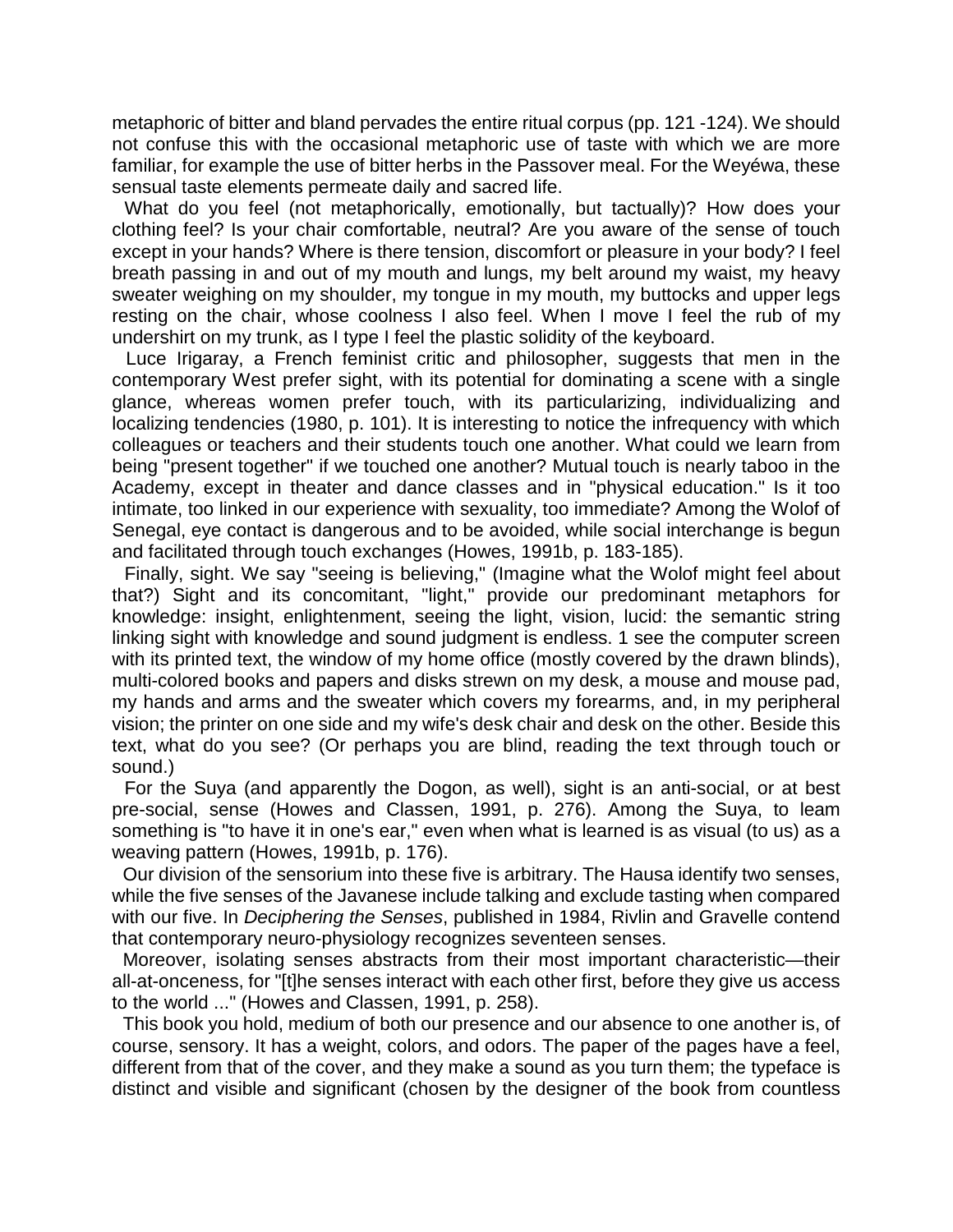metaphoric of bitter and bland pervades the entire ritual corpus (pp. 121 -124). We should not confuse this with the occasional metaphoric use of taste with which we are more familiar, for example the use of bitter herbs in the Passover meal. For the Weyéwa, these sensual taste elements permeate daily and sacred life.

What do you feel (not metaphorically, emotionally, but tactually)? How does your clothing feel? Is your chair comfortable, neutral? Are you aware of the sense of touch except in your hands? Where is there tension, discomfort or pleasure in your body? I feel breath passing in and out of my mouth and lungs, my belt around my waist, my heavy sweater weighing on my shoulder, my tongue in my mouth, my buttocks and upper legs resting on the chair, whose coolness I also feel. When I move I feel the rub of my undershirt on my trunk, as I type I feel the plastic solidity of the keyboard.

Luce Irigaray, a French feminist critic and philosopher, suggests that men in the contemporary West prefer sight, with its potential for dominating a scene with a single glance, whereas women prefer touch, with its particularizing, individualizing and localizing tendencies (1980, p. 101). It is interesting to notice the infrequency with which colleagues or teachers and their students touch one another. What could we learn from being "present together" if we touched one another? Mutual touch is nearly taboo in the Academy, except in theater and dance classes and in "physical education." Is it too intimate, too linked in our experience with sexuality, too immediate? Among the Wolof of Senegal, eye contact is dangerous and to be avoided, while social interchange is begun and facilitated through touch exchanges (Howes, 1991b, p. 183-185).

Finally, sight. We say "seeing is believing," (Imagine what the Wolof might feel about that?) Sight and its concomitant, "light," provide our predominant metaphors for knowledge: insight, enlightenment, seeing the light, vision, lucid: the semantic string linking sight with knowledge and sound judgment is endless. 1 see the computer screen with its printed text, the window of my home office (mostly covered by the drawn blinds), multi-colored books and papers and disks strewn on my desk, a mouse and mouse pad, my hands and arms and the sweater which covers my forearms, and, in my peripheral vision; the printer on one side and my wife's desk chair and desk on the other. Beside this text, what do you see? (Or perhaps you are blind, reading the text through touch or sound.)

For the Suya (and apparently the Dogon, as well), sight is an anti-social, or at best pre-social, sense (Howes and Classen, 1991, p. 276). Among the Suya, to leam something is "to have it in one's ear," even when what is learned is as visual (to us) as a weaving pattern (Howes, 1991b, p. 176).

Our division of the sensorium into these five is arbitrary. The Hausa identify two senses, while the five senses of the Javanese include talking and exclude tasting when compared with our five. In *Deciphering the Senses*, published in 1984, Rivlin and Gravelle contend that contemporary neuro-physiology recognizes seventeen senses.

Moreover, isolating senses abstracts from their most important characteristic—their all-at-onceness, for "[t]he senses interact with each other first, before they give us access to the world ..." (Howes and Classen, 1991, p. 258).

This book you hold, medium of both our presence and our absence to one another is, of course, sensory. It has a weight, colors, and odors. The paper of the pages have a feel, different from that of the cover, and they make a sound as you turn them; the typeface is distinct and visible and significant (chosen by the designer of the book from countless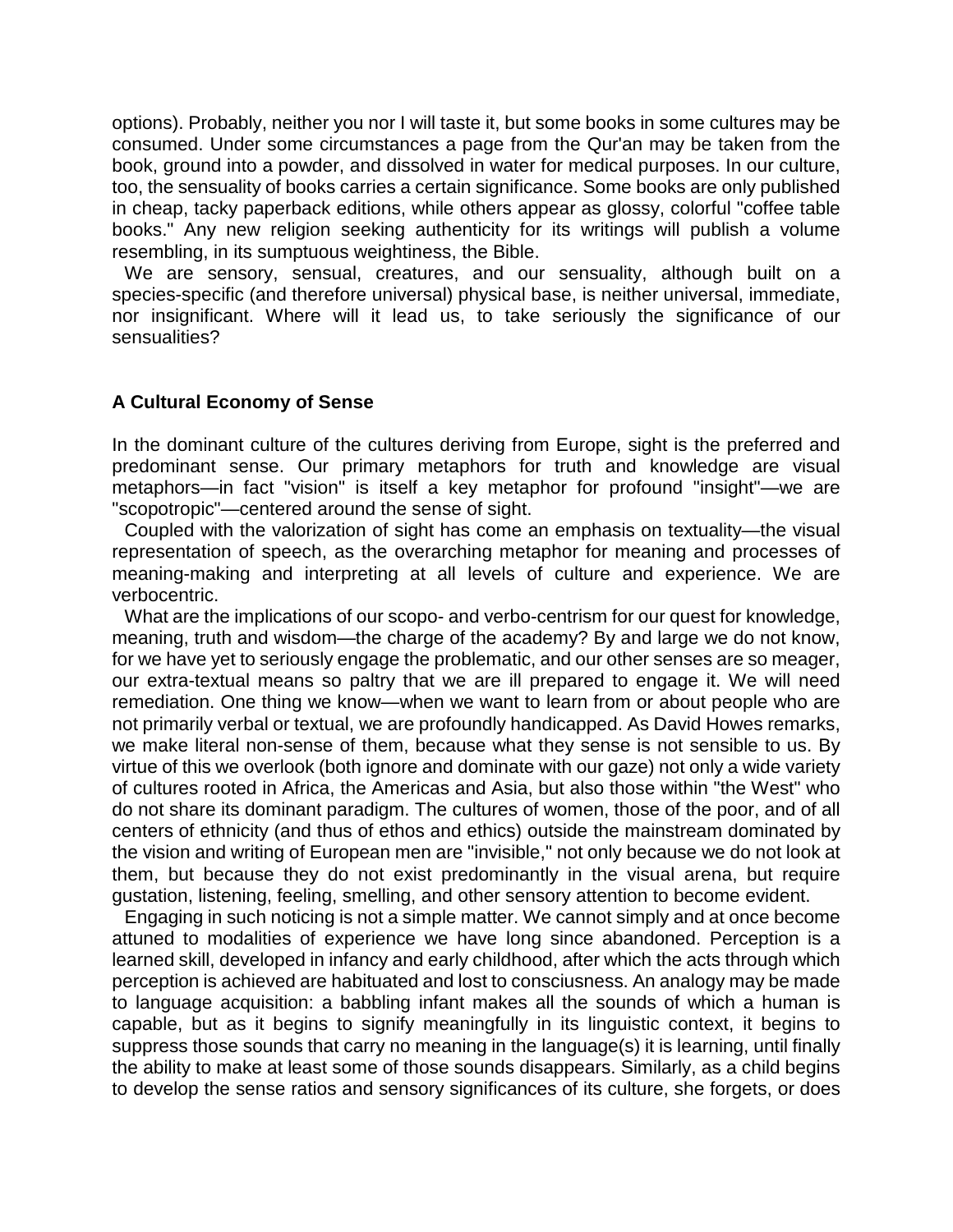options). Probably, neither you nor I will taste it, but some books in some cultures may be consumed. Under some circumstances a page from the Qur'an may be taken from the book, ground into a powder, and dissolved in water for medical purposes. In our culture, too, the sensuality of books carries a certain significance. Some books are only published in cheap, tacky paperback editions, while others appear as glossy, colorful "coffee table books." Any new religion seeking authenticity for its writings will publish a volume resembling, in its sumptuous weightiness, the Bible.

We are sensory, sensual, creatures, and our sensuality, although built on a species-specific (and therefore universal) physical base, is neither universal, immediate, nor insignificant. Where will it lead us, to take seriously the significance of our sensualities?

## A Cultural Economy of Sense

In the dominant culture of the cultures deriving from Europe, sight is the preferred and predominant sense. Our primary metaphors for truth and knowledge are visual metaphors—in fact "vision" is itself a key metaphor for profound "insight"—we are "scopotropic"—centered around the sense of sight.

Coupled with the valorization of sight has come an emphasis on textuality—the visual representation of speech, as the overarching metaphor for meaning and processes of meaning-making and interpreting at all levels of culture and experience. We are verbocentric.

What are the implications of our scopo- and verbo-centrism for our quest for knowledge, meaning, truth and wisdom—the charge of the academy? By and large we do not know, for we have yet to seriously engage the problematic, and our other senses are so meager, our extra-textual means so paltry that we are ill prepared to engage it. We will need remediation. One thing we know—when we want to learn from or about people who are not primarily verbal or textual, we are profoundly handicapped. As David Howes remarks, we make literal non-sense of them, because what they sense is not sensible to us. By virtue of this we overlook (both ignore and dominate with our gaze) not only a wide variety of cultures rooted in Africa, the Americas and Asia, but also those within "the West" who do not share its dominant paradigm. The cultures of women, those of the poor, and of all centers of ethnicity (and thus of ethos and ethics) outside the mainstream dominated by the vision and writing of European men are "invisible," not only because we do not look at them, but because they do not exist predominantly in the visual arena, but require gustation, listening, feeling, smelling, and other sensory attention to become evident.

Engaging in such noticing is not a simple matter. We cannot simply and at once become attuned to modalities of experience we have long since abandoned. Perception is a learned skill, developed in infancy and early childhood, after which the acts through which perception is achieved are habituated and lost to consciusness. An analogy may be made to language acquisition: a babbling infant makes all the sounds of which a human is capable, but as it begins to signify meaningfully in its linguistic context, it begins to suppress those sounds that carry no meaning in the language(s) it is learning, until finally the ability to make at least some of those sounds disappears. Similarly, as a child begins to develop the sense ratios and sensory significances of its culture, she forgets, or does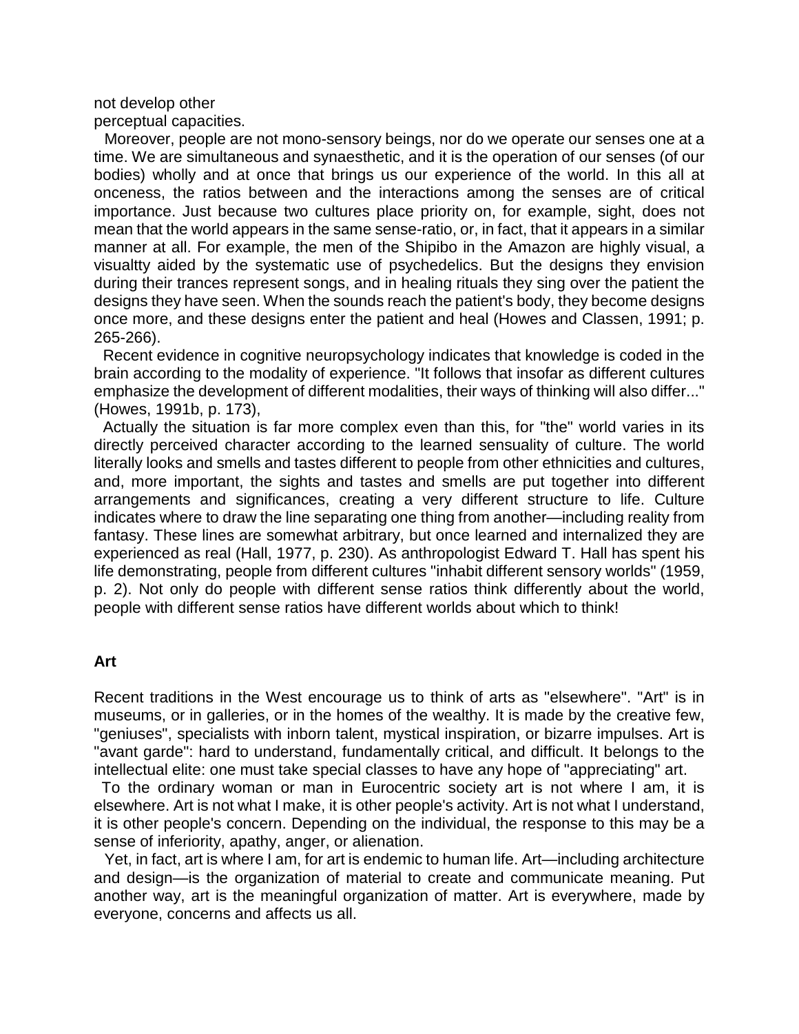not develop other perceptual capacities.

Moreover, people are not mono-sensory beings, nor do we operate our senses one at a time. We are simultaneous and synaesthetic, and it is the operation of our senses (of our bodies) wholly and at once that brings us our experience of the world. In this all at onceness, the ratios between and the interactions among the senses are of critical importance. Just because two cultures place priority on, for example, sight, does not mean that the world appears in the same sense-ratio, or, in fact, that it appears in a similar manner at all. For example, the men of the Shipibo in the Amazon are highly visual, a visualtty aided by the systematic use of psychedelics. But the designs they envision during their trances represent songs, and in healing rituals they sing over the patient the designs they have seen. When the sounds reach the patient's body, they become designs once more, and these designs enter the patient and heal (Howes and Classen, 1991; p. 265-266).

Recent evidence in cognitive neuropsychology indicates that knowledge is coded in the brain according to the modality of experience. "It follows that insofar as different cultures emphasize the development of different modalities, their ways of thinking will also differ..." (Howes, 1991b, p. 173),

Actually the situation is far more complex even than this, for "the" world varies in its directly perceived character according to the learned sensuality of culture. The world literally looks and smells and tastes different to people from other ethnicities and cultures, and, more important, the sights and tastes and smells are put together into different arrangements and significances, creating a very different structure to life. Culture indicates where to draw the line separating one thing from another—including reality from fantasy. These lines are somewhat arbitrary, but once learned and internalized they are experienced as real (Hall, 1977, p. 230). As anthropologist Edward T. Hall has spent his life demonstrating, people from different cultures "inhabit different sensory worlds" (1959, p. 2). Not only do people with different sense ratios think differently about the world, people with different sense ratios have different worlds about which to think!

## Art

Recent traditions in the West encourage us to think of arts as "elsewhere". "Art" is in museums, or in galleries, or in the homes of the wealthy. It is made by the creative few, "geniuses", specialists with inborn talent, mystical inspiration, or bizarre impulses. Art is "avant garde": hard to understand, fundamentally critical, and difficult. It belongs to the intellectual elite: one must take special classes to have any hope of "appreciating" art.

To the ordinary woman or man in Eurocentric society art is not where I am, it is elsewhere. Art is not what I make, it is other people's activity. Art is not what I understand, it is other people's concern. Depending on the individual, the response to this may be a sense of inferiority, apathy, anger, or alienation.

Yet, in fact, art is where I am, for art is endemic to human life. Art—including architecture and design—is the organization of material to create and communicate meaning. Put another way, art is the meaningful organization of matter. Art is everywhere, made by everyone, concerns and affects us all.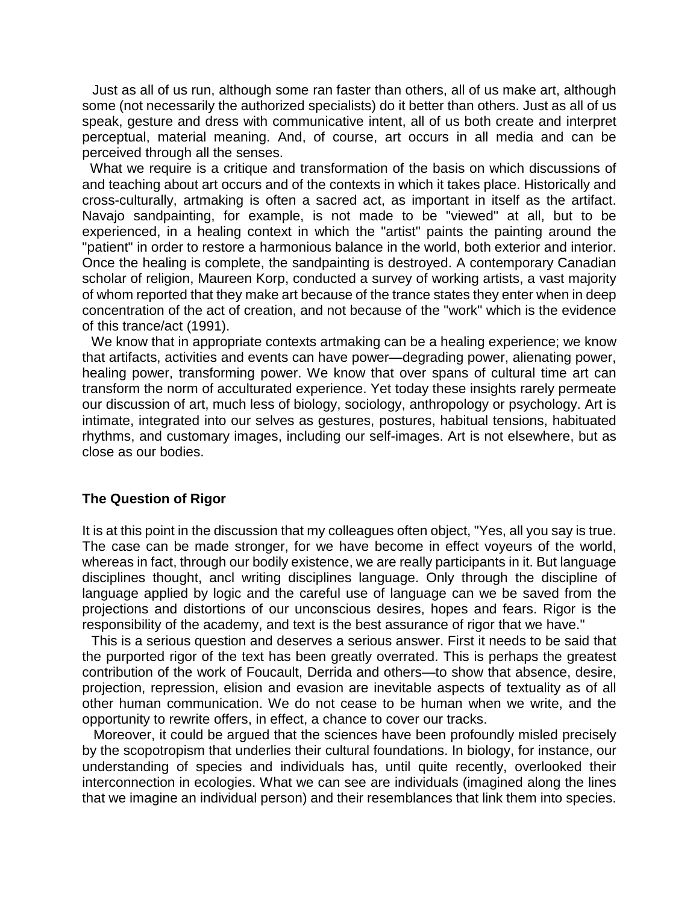Just as all of us run, although some ran faster than others, all of us make art, although some (not necessarily the authorized specialists) do it better than others. Just as all of us speak, gesture and dress with communicative intent, all of us both create and interpret perceptual, material meaning. And, of course, art occurs in all media and can be perceived through all the senses.

What we require is a critique and transformation of the basis on which discussions of and teaching about art occurs and of the contexts in which it takes place. Historically and cross-culturally, artmaking is often a sacred act, as important in itself as the artifact. Navajo sandpainting, for example, is not made to be "viewed" at all, but to be experienced, in a healing context in which the "artist" paints the painting around the "patient" in order to restore a harmonious balance in the world, both exterior and interior. Once the healing is complete, the sandpainting is destroyed. A contemporary Canadian scholar of religion, Maureen Korp, conducted a survey of working artists, a vast majority of whom reported that they make art because of the trance states they enter when in deep concentration of the act of creation, and not because of the "work" which is the evidence of this trance/act (1991).

We know that in appropriate contexts artmaking can be a healing experience; we know that artifacts, activities and events can have power—degrading power, alienating power, healing power, transforming power. We know that over spans of cultural time art can transform the norm of acculturated experience. Yet today these insights rarely permeate our discussion of art, much less of biology, sociology, anthropology or psychology. Art is intimate, integrated into our selves as gestures, postures, habitual tensions, habituated rhythms, and customary images, including our self-images. Art is not elsewhere, but as close as our bodies.

### The Question of Rigor

It is at this point in the discussion that my colleagues often object, "Yes, all you say is true. The case can be made stronger, for we have become in effect voyeurs of the world, whereas in fact, through our bodily existence, we are really participants in it. But language disciplines thought, ancl writing disciplines language. Only through the discipline of language applied by logic and the careful use of language can we be saved from the projections and distortions of our unconscious desires, hopes and fears. Rigor is the responsibility of the academy, and text is the best assurance of rigor that we have."

This is a serious question and deserves a serious answer. First it needs to be said that the purported rigor of the text has been greatly overrated. This is perhaps the greatest contribution of the work of Foucault, Derrida and others—to show that absence, desire, projection, repression, elision and evasion are inevitable aspects of textuality as of all other human communication. We do not cease to be human when we write, and the opportunity to rewrite offers, in effect, a chance to cover our tracks.

Moreover, it could be argued that the sciences have been profoundly misled precisely by the scopotropism that underlies their cultural foundations. In biology, for instance, our understanding of species and individuals has, until quite recently, overlooked their interconnection in ecologies. What we can see are individuals (imagined along the lines that we imagine an individual person) and their resemblances that link them into species.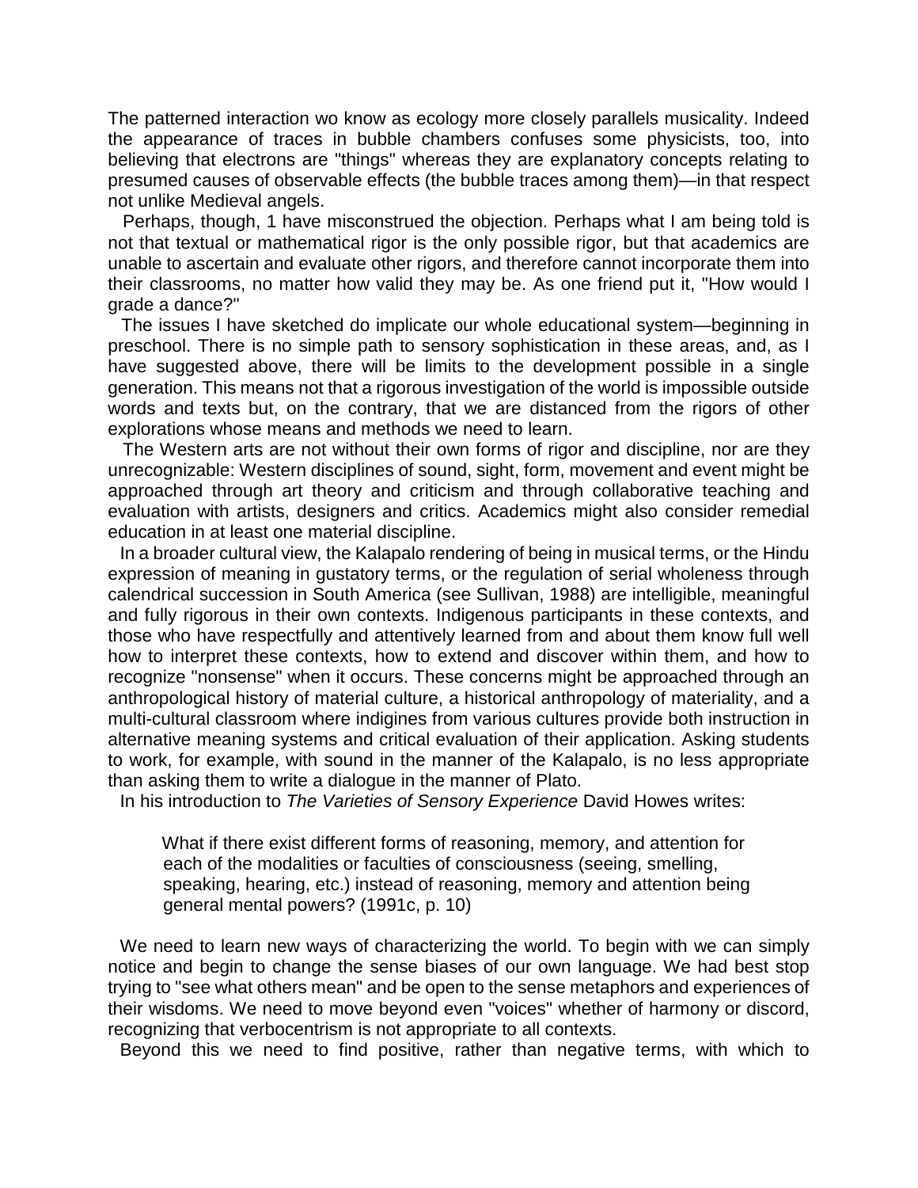The patterned interaction wo know as ecology more closely parallels musicality. Indeed the appearance of traces in bubble chambers confuses some physicists, too, into believing that electrons are "things" whereas they are explanatory concepts relating to presumed causes of observable effects (the bubble traces among them)—in that respect not unlike Medieval angels.

Perhaps, though, 1 have misconstrued the objection. Perhaps what I am being told is not that textual or mathematical rigor is the only possible rigor, but that academics are unable to ascertain and evaluate other rigors, and therefore cannot incorporate them into their classrooms, no matter how valid they may be. As one friend put it, "How would I grade a dance?"

The issues I have sketched do implicate our whole educational system—beginning in preschool. There is no simple path to sensory sophistication in these areas, and, as I have suggested above, there will be limits to the development possible in a single generation. This means not that a rigorous investigation of the world is impossible outside words and texts but, on the contrary, that we are distanced from the rigors of other explorations whose means and methods we need to learn.

The Western arts are not without their own forms of rigor and discipline, nor are they unrecognizable: Western disciplines of sound, sight, form, movement and event might be approached through art theory and criticism and through collaborative teaching and evaluation with artists, designers and critics. Academics might also consider remedial education in at least one material discipline.

In a broader cultural view, the Kalapalo rendering of being in musical terms, or the Hindu expression of meaning in gustatory terms, or the regulation of serial wholeness through calendrical succession in South America (see Sullivan, 1988) are intelligible, meaningful and fully rigorous in their own contexts. Indigenous participants in these contexts, and those who have respectfully and attentively learned from and about them know full well how to interpret these contexts, how to extend and discover within them, and how to recognize "nonsense" when it occurs. These concerns might be approached through an anthropological history of material culture, a historical anthropology of materiality, and a multi-cultural classroom where indigines from various cultures provide both instruction in alternative meaning systems and critical evaluation of their application. Asking students to work, for example, with sound in the manner of the Kalapalo, is no less appropriate than asking them to write a dialogue in the manner of Plato.

In his introduction to *The Varieties of Sensory Experience* David Howes writes:

> What if there exist different forms of reasoning, memory, and attention for each of the modalities or faculties of consciousness (seeing, smelling, speaking, hearing, etc.) instead of reasoning, memory and attention being general mental powers? (1991c, p. 10)

We need to learn new ways of characterizing the world. To begin with we can simply notice and begin to change the sense biases of our own language. We had best stop trying to "see what others mean" and be open to the sense metaphors and experiences of their wisdoms. We need to move beyond even "voices" whether of harmony or discord, recognizing that verbocentrism is not appropriate to all contexts.

Beyond this we need to find positive, rather than negative terms, with which to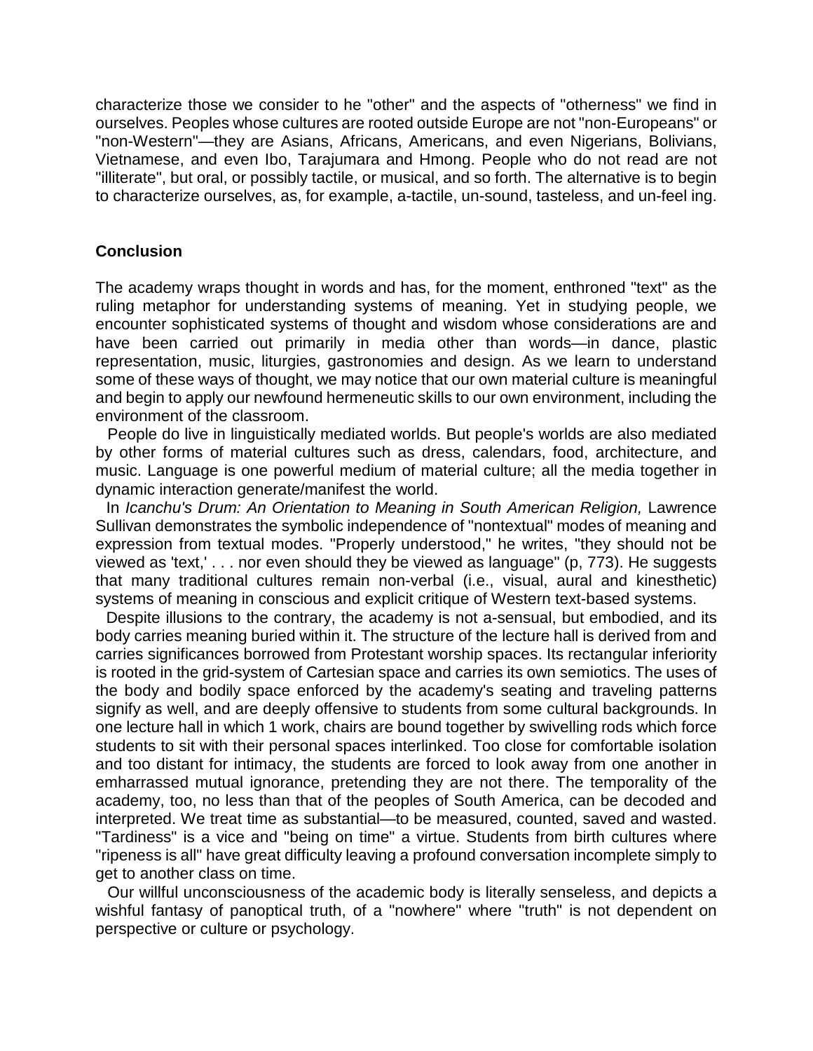characterize those we consider to he "other" and the aspects of "otherness" we find in ourselves. Peoples whose cultures are rooted outside Europe are not "non-Europeans" or "non-Western"—they are Asians, Africans, Americans, and even Nigerians, Bolivians, Vietnamese, and even Ibo, Tarajumara and Hmong. People who do not read are not "illiterate", but oral, or possibly tactile, or musical, and so forth. The alternative is to begin to characterize ourselves, as, for example, a-tactile, un-sound, tasteless, and un-feel ing.

## Conclusion

The academy wraps thought in words and has, for the moment, enthroned "text" as the ruling metaphor for understanding systems of meaning. Yet in studying people, we encounter sophisticated systems of thought and wisdom whose considerations are and have been carried out primarily in media other than words—in dance, plastic representation, music, liturgies, gastronomies and design. As we learn to understand some of these ways of thought, we may notice that our own material culture is meaningful and begin to apply our newfound hermeneutic skills to our own environment, including the environment of the classroom.

People do live in linguistically mediated worlds. But people's worlds are also mediated by other forms of material cultures such as dress, calendars, food, architecture, and music. Language is one powerful medium of material culture; all the media together in dynamic interaction generate/manifest the world.

In *Icanchu's Drum: An Orientation to Meaning in South American Religion,* Lawrence Sullivan demonstrates the symbolic independence of "nontextual" modes of meaning and expression from textual modes. "Properly understood," he writes, "they should not be viewed as 'text,' . . . nor even should they be viewed as language" (p, 773). He suggests that many traditional cultures remain non-verbal (i.e., visual, aural and kinesthetic) systems of meaning in conscious and explicit critique of Western text-based systems.

Despite illusions to the contrary, the academy is not a-sensual, but embodied, and its body carries meaning buried within it. The structure of the lecture hall is derived from and carries significances borrowed from Protestant worship spaces. Its rectangular inferiority is rooted in the grid-system of Cartesian space and carries its own semiotics. The uses of the body and bodily space enforced by the academy's seating and traveling patterns signify as well, and are deeply offensive to students from some cultural backgrounds. In one lecture hall in which 1 work, chairs are bound together by swivelling rods which force students to sit with their personal spaces interlinked. Too close for comfortable isolation and too distant for intimacy, the students are forced to look away from one another in emharrassed mutual ignorance, pretending they are not there. The temporality of the academy, too, no less than that of the peoples of South America, can be decoded and interpreted. We treat time as substantial—to be measured, counted, saved and wasted. "Tardiness" is a vice and "being on time" a virtue. Students from birth cultures where "ripeness is all" have great difficulty leaving a profound conversation incomplete simply to get to another class on time.

Our willful unconsciousness of the academic body is literally senseless, and depicts a wishful fantasy of panoptical truth, of a "nowhere" where "truth" is not dependent on perspective or culture or psychology.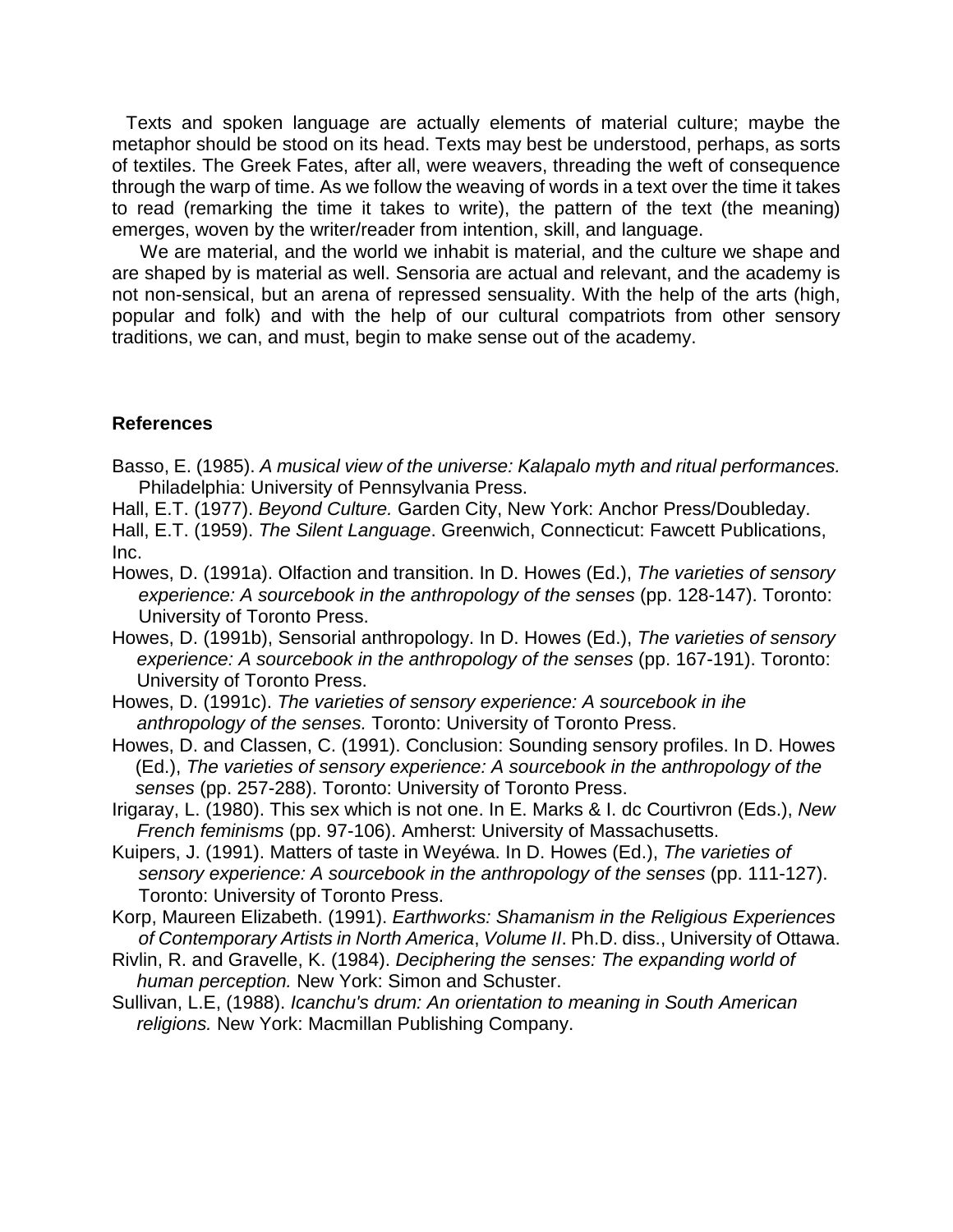Texts and spoken language are actually elements of material culture; maybe the metaphor should be stood on its head. Texts may best be understood, perhaps, as sorts of textiles. The Greek Fates, after all, were weavers, threading the weft of consequence through the warp of time. As we follow the weaving of words in a text over the time it takes to read (remarking the time it takes to write), the pattern of the text (the meaning) emerges, woven by the writer/reader from intention, skill, and language.

We are material, and the world we inhabit is material, and the culture we shape and are shaped by is material as well. Sensoria are actual and relevant, and the academy is not non-sensical, but an arena of repressed sensuality. With the help of the arts (high, popular and folk) and with the help of our cultural compatriots from other sensory traditions, we can, and must, begin to make sense out of the academy.

### References

Basso, E. (1985). *A musical view of the universe: Kalapalo myth and ritual performances.* Philadelphia: University of Pennsylvania Press.

Hall, E.T. (1977). *Beyond Culture.* Garden City, New York: Anchor Press/Doubleday.

Hall, E.T. (1959). *The Silent Language*. Greenwich, Connecticut: Fawcett Publications, Inc.

Howes, D. (1991a). Olfaction and transition. In D. Howes (Ed.), *The varieties of sensory experience: A sourcebook in the anthropology of the senses* (pp. 128-147). Toronto: University of Toronto Press.

Howes, D. (1991b), Sensorial anthropology. In D. Howes (Ed.), *The varieties of sensory experience: A sourcebook in the anthropology of the senses* (pp. 167-191). Toronto: University of Toronto Press.

Howes, D. (1991c). *The varieties of sensory experience: A sourcebook in ihe anthropology of the senses.* Toronto: University of Toronto Press.

Howes, D. and Classen, C. (1991). Conclusion: Sounding sensory profiles. In D. Howes (Ed.), *The varieties of sensory experience: A sourcebook in the anthropology of the senses* (pp. 257-288). Toronto: University of Toronto Press.

Irigaray, L. (1980). This sex which is not one. In E. Marks & I. dc Courtivron (Eds.), *New French feminisms* (pp. 97-106). Amherst: University of Massachusetts.

Kuipers, J. (1991). Matters of taste in Weyéwa. In D. Howes (Ed.), *The varieties of sensory experience: A sourcebook in the anthropology of the senses* (pp. 111-127). Toronto: University of Toronto Press.

Korp, Maureen Elizabeth. (1991). *Earthworks: Shamanism in the Religious Experiences of Contemporary Artists in North America*, *Volume II*. Ph.D. diss., University of Ottawa.

Rivlin, R. and Gravelle, K. (1984). *Deciphering the senses: The expanding world of human perception.* New York: Simon and Schuster.

Sullivan, L.E, (1988). *Icanchu's drum: An orientation to meaning in South American religions.* New York: Macmillan Publishing Company.